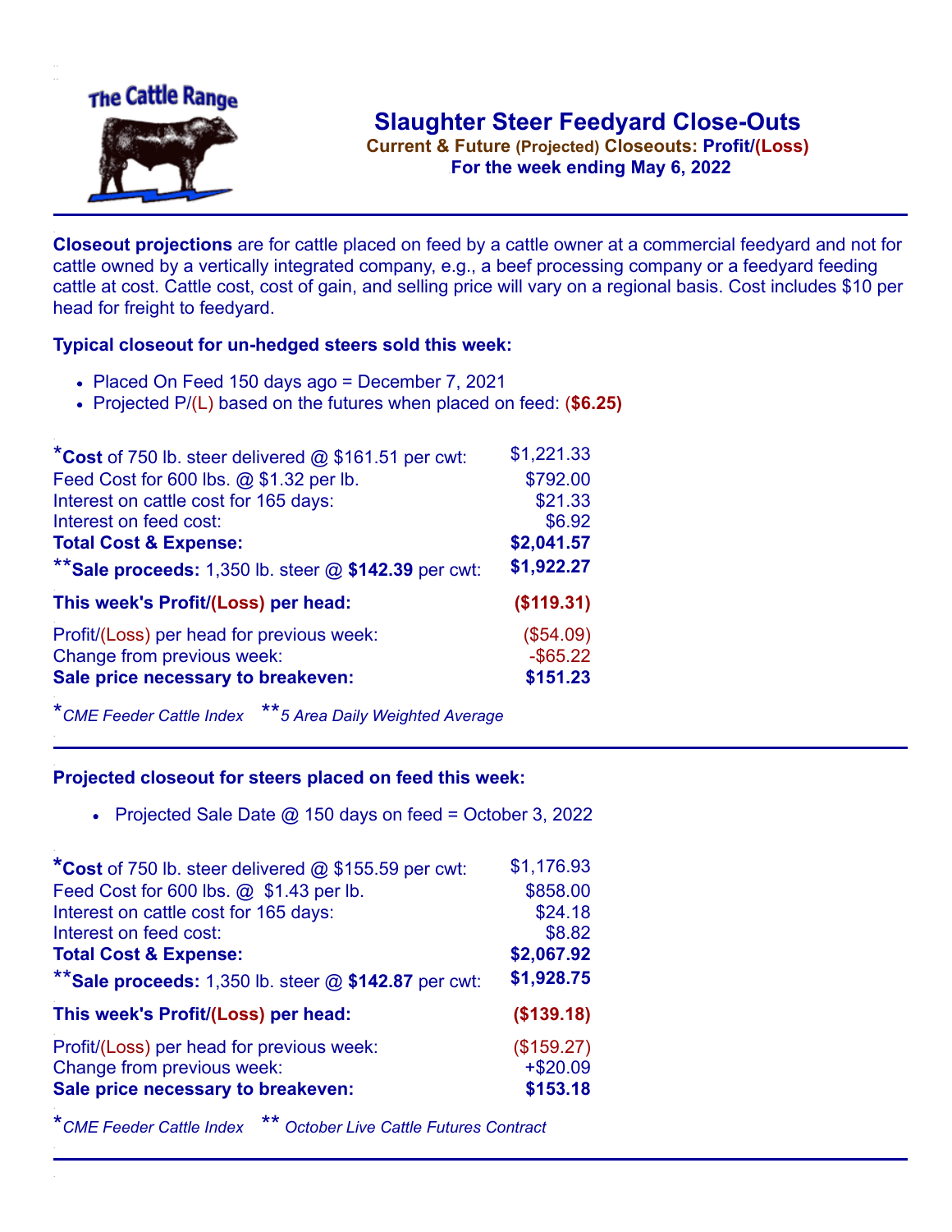The Cattle Range

# Slaughter Steer Feedyard Close-Outs

**Current & Future (Projected) Closeouts: Profit/(Loss)**

**For the week ending May 6, 2022**

**Closeout projections** are for cattle placed on feed by a cattle owner at a commercial feedyard and not for cattle owned by a vertically integrated company, e.g., a beef processing company or a feedyard feeding cattle at cost. Cattle cost, cost of gain, and selling price will vary on a regional basis. Cost includes $10 per head for freight to feedyard.

### Typical closeout for un-hedged steers sold this week:

- Placed On Feed 150 days ago = December 7, 2021
- Projected P/(L) based on the futures when placed on feed: **($6.25)**

| | |
|---|---|
| ***Cost** of 750 lb. steer delivered @ $161.51 per cwt: | $1,221.33 |
| Feed Cost for 600 lbs. @ $1.32 per lb. | $792.00 |
| Interest on cattle cost for 165 days: | $21.33 |
| Interest on feed cost: | $6.92 |
| **Total Cost & Expense:** | **$2,041.57** |
| ****Sale proceeds:** 1,350 lb. steer @ **$142.39** per cwt: | **$1,922.27** |
| **This week's Profit/(Loss) per head:** | **($119.31)** |
| Profit/(Loss) per head for previous week: | ($54.09) |
| Change from previous week: | -$65.22 |
| **Sale price necessary to breakeven:** | **$151.23** |

**CME Feeder Cattle Index* ***5 Area Daily Weighted Average*

### Projected closeout for steers placed on feed this week:

- Projected Sale Date @ 150 days on feed = October 3, 2022

| | |
|---|---|
| ***Cost** of 750 lb. steer delivered @ $155.59 per cwt: | $1,176.93 |
| Feed Cost for 600 lbs. @ $1.43 per lb. | $858.00 |
| Interest on cattle cost for 165 days: | $24.18 |
| Interest on feed cost: | $8.82 |
| **Total Cost & Expense:** | **$2,067.92** |
| ****Sale proceeds:** 1,350 lb. steer @ **$142.87** per cwt: | **$1,928.75** |
| **This week's Profit/(Loss) per head:** | **($139.18)** |
| Profit/(Loss) per head for previous week: | ($159.27) |
| Change from previous week: | +$20.09 |
| **Sale price necessary to breakeven:** | **$153.18** |

**CME Feeder Cattle Index* *** October Live Cattle Futures Contract*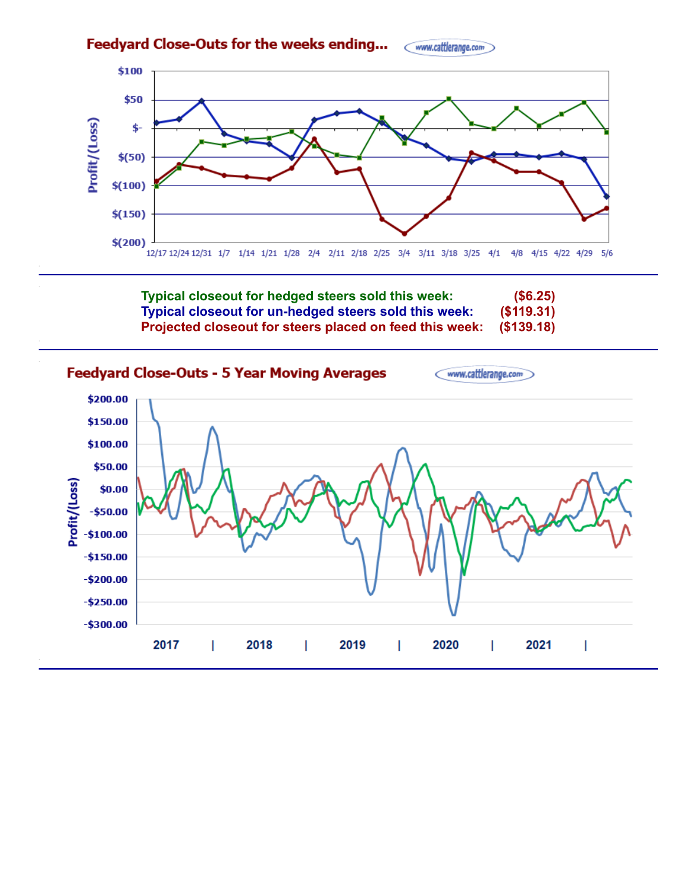## Feedyard Close-Outs for the weeks ending...

www.cattlerange.com

Profit/(Loss)

$100
$50
$-
$(50)
$(100)
$(150)
$(200)

12/17 12/24 12/31 1/7 1/14 1/21 1/28 2/4 2/11 2/18 2/25 3/4 3/11 3/18 3/25 4/1 4/8 4/15 4/22 4/29 5/6

**Typical closeout for hedged steers sold this week:** **($6.25)**
**Typical closeout for un-hedged steers sold this week:** **($119.31)**
**Projected closeout for steers placed on feed this week:** **($139.18)**

## Feedyard Close-Outs - 5 Year Moving Averages

www.cattlerange.com

Profit/(Loss)

$200.00
$150.00
$100.00
$50.00
$0.00
-$50.00
-$100.00
-$150.00
-$200.00
-$250.00
-$300.00

2017 | 2018 | 2019 | 2020 | 2021 |